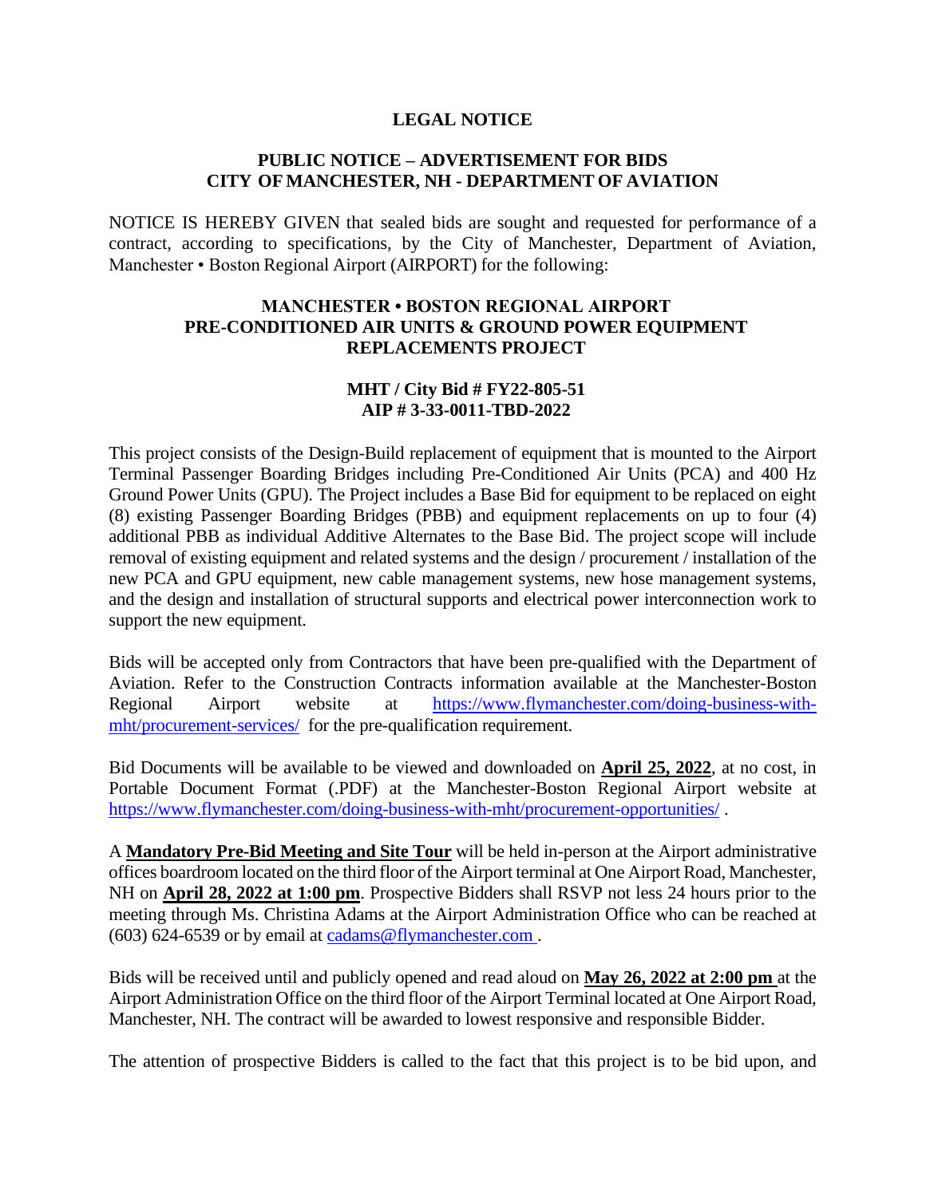# LEGAL NOTICE

## PUBLIC NOTICE – ADVERTISEMENT FOR BIDS
## CITY OF MANCHESTER, NH - DEPARTMENT OF AVIATION

NOTICE IS HEREBY GIVEN that sealed bids are sought and requested for performance of a contract, according to specifications, by the City of Manchester, Department of Aviation, Manchester • Boston Regional Airport (AIRPORT) for the following:

### MANCHESTER • BOSTON REGIONAL AIRPORT
### PRE-CONDITIONED AIR UNITS & GROUND POWER EQUIPMENT REPLACEMENTS PROJECT

**MHT / City Bid # FY22-805-51**
**AIP # 3-33-0011-TBD-2022**

This project consists of the Design-Build replacement of equipment that is mounted to the Airport Terminal Passenger Boarding Bridges including Pre-Conditioned Air Units (PCA) and 400 Hz Ground Power Units (GPU). The Project includes a Base Bid for equipment to be replaced on eight (8) existing Passenger Boarding Bridges (PBB) and equipment replacements on up to four (4) additional PBB as individual Additive Alternates to the Base Bid. The project scope will include removal of existing equipment and related systems and the design / procurement / installation of the new PCA and GPU equipment, new cable management systems, new hose management systems, and the design and installation of structural supports and electrical power interconnection work to support the new equipment.

Bids will be accepted only from Contractors that have been pre-qualified with the Department of Aviation. Refer to the Construction Contracts information available at the Manchester-Boston Regional Airport website at https://www.flymanchester.com/doing-business-with-mht/procurement-services/ for the pre-qualification requirement.

Bid Documents will be available to be viewed and downloaded on **April 25, 2022**, at no cost, in Portable Document Format (.PDF) at the Manchester-Boston Regional Airport website at https://www.flymanchester.com/doing-business-with-mht/procurement-opportunities/ .

A **Mandatory Pre-Bid Meeting and Site Tour** will be held in-person at the Airport administrative offices boardroom located on the third floor of the Airport terminal at One Airport Road, Manchester, NH on **April 28, 2022 at 1:00 pm**. Prospective Bidders shall RSVP not less 24 hours prior to the meeting through Ms. Christina Adams at the Airport Administration Office who can be reached at (603) 624-6539 or by email at cadams@flymanchester.com .

Bids will be received until and publicly opened and read aloud on **May 26, 2022 at 2:00 pm** at the Airport Administration Office on the third floor of the Airport Terminal located at One Airport Road, Manchester, NH. The contract will be awarded to lowest responsive and responsible Bidder.

The attention of prospective Bidders is called to the fact that this project is to be bid upon, and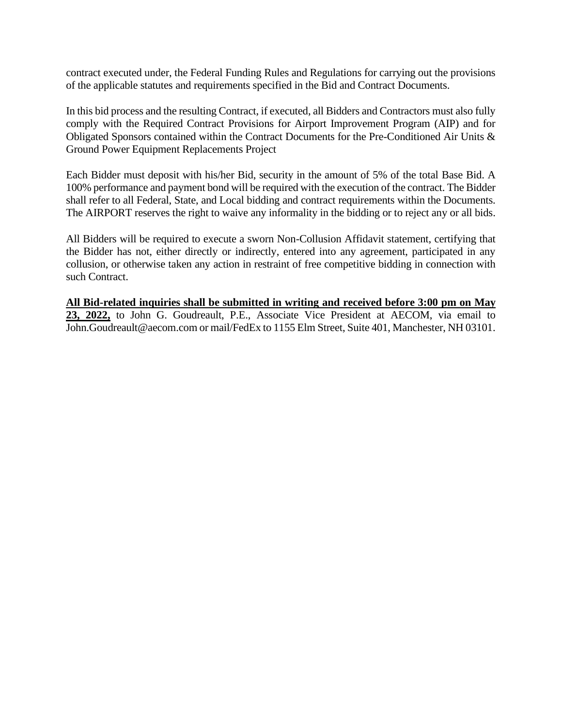contract executed under, the Federal Funding Rules and Regulations for carrying out the provisions of the applicable statutes and requirements specified in the Bid and Contract Documents.

In this bid process and the resulting Contract, if executed, all Bidders and Contractors must also fully comply with the Required Contract Provisions for Airport Improvement Program (AIP) and for Obligated Sponsors contained within the Contract Documents for the Pre-Conditioned Air Units & Ground Power Equipment Replacements Project

Each Bidder must deposit with his/her Bid, security in the amount of 5% of the total Base Bid. A 100% performance and payment bond will be required with the execution of the contract. The Bidder shall refer to all Federal, State, and Local bidding and contract requirements within the Documents. The AIRPORT reserves the right to waive any informality in the bidding or to reject any or all bids.

All Bidders will be required to execute a sworn Non-Collusion Affidavit statement, certifying that the Bidder has not, either directly or indirectly, entered into any agreement, participated in any collusion, or otherwise taken any action in restraint of free competitive bidding in connection with such Contract.

**All Bid-related inquiries shall be submitted in writing and received before 3:00 pm on May 23, 2022,** to John G. Goudreault, P.E., Associate Vice President at AECOM, via email to John.Goudreault@aecom.com or mail/FedEx to 1155 Elm Street, Suite 401, Manchester, NH 03101.